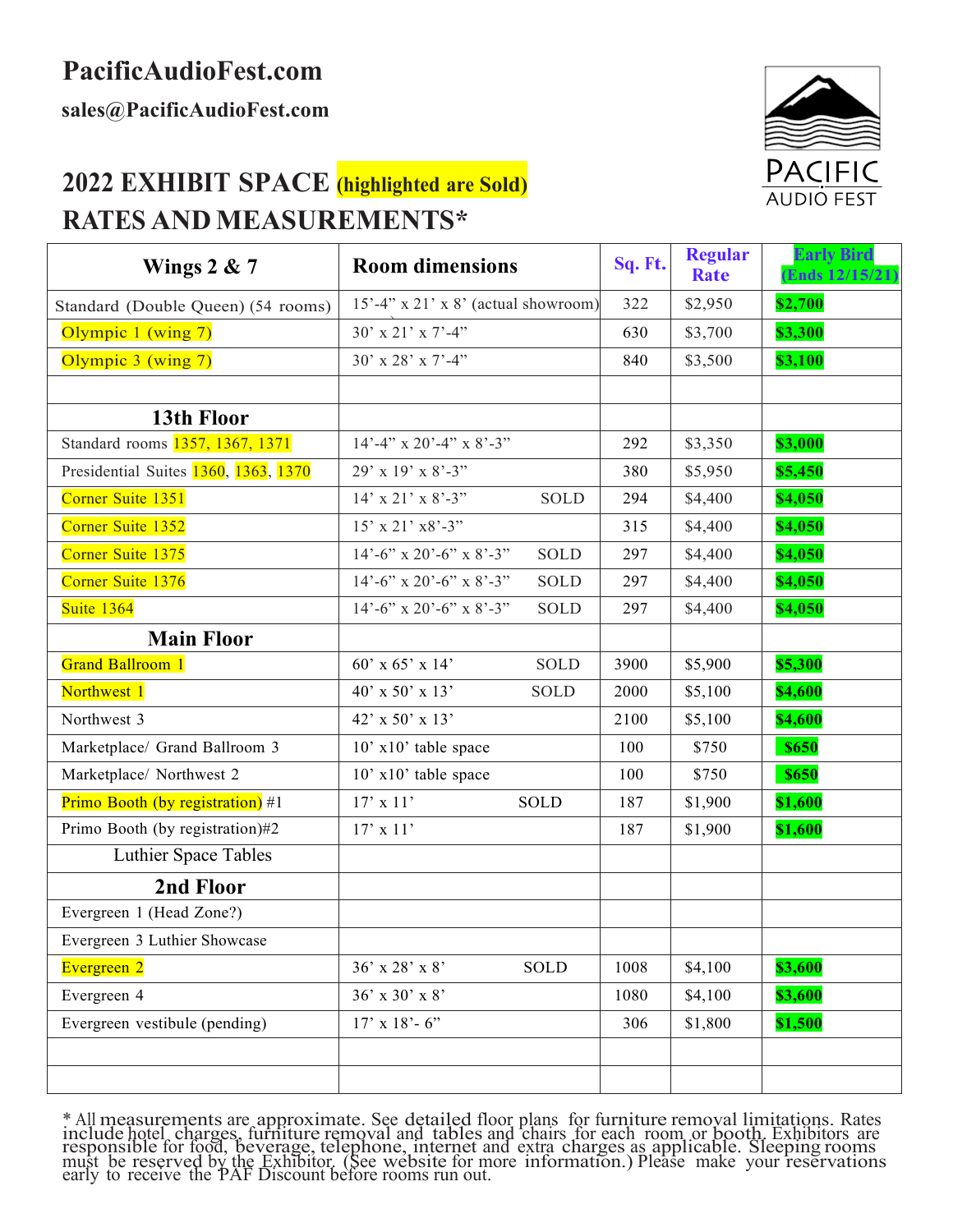**PacificAudioFest.com**

**sales@PacificAudioFest.com**

PACIFIC AUDIO FEST

# 2022 EXHIBIT SPACE (highlighted are Sold)
# RATES AND MEASUREMENTS*

| Wings 2 & 7 | Room dimensions | Sq. Ft. | Regular Rate | Early Bird (Ends 12/15/21) |
|---|---|---|---|---|
| Standard (Double Queen) (54 rooms) | 15'-4" x 21' x 8' (actual showroom) | 322 | $2,950 | $2,700 |
| Olympic 1 (wing 7) | 30' x 21' x 7'-4" | 630 | $3,700 | $3,300 |
| Olympic 3 (wing 7) | 30' x 28' x 7'-4" | 840 | $3,500 | $3,100 |
| | | | | |
| **13th Floor** | | | | |
| Standard rooms 1357, 1367, 1371 | 14'-4" x 20'-4" x 8'-3" | 292 | $3,350 | $3,000 |
| Presidential Suites 1360, 1363, 1370 | 29' x 19' x 8'-3" | 380 | $5,950 | $5,450 |
| Corner Suite 1351 | 14' x 21' x 8'-3" SOLD | 294 | $4,400 | $4,050 |
| Corner Suite 1352 | 15' x 21' x8'-3" | 315 | $4,400 | $4,050 |
| Corner Suite 1375 | 14'-6" x 20'-6" x 8'-3" SOLD | 297 | $4,400 | $4,050 |
| Corner Suite 1376 | 14'-6" x 20'-6" x 8'-3" SOLD | 297 | $4,400 | $4,050 |
| Suite 1364 | 14'-6" x 20'-6" x 8'-3" SOLD | 297 | $4,400 | $4,050 |
| **Main Floor** | | | | |
| Grand Ballroom 1 | 60' x 65' x 14' SOLD | 3900 | $5,900 | $5,300 |
| Northwest 1 | 40' x 50' x 13' SOLD | 2000 | $5,100 | $4,600 |
| Northwest 3 | 42' x 50' x 13' | 2100 | $5,100 | $4,600 |
| Marketplace/ Grand Ballroom 3 | 10' x10' table space | 100 | $750 | $650 |
| Marketplace/ Northwest 2 | 10' x10' table space | 100 | $750 | $650 |
| Primo Booth (by registration) #1 | 17' x 11' SOLD | 187 | $1,900 | $1,600 |
| Primo Booth (by registration)#2 | 17' x 11' | 187 | $1,900 | $1,600 |
| Luthier Space Tables | | | | |
| **2nd Floor** | | | | |
| Evergreen 1 (Head Zone?) | | | | |
| Evergreen 3 Luthier Showcase | | | | |
| Evergreen 2 | 36' x 28' x 8' SOLD | 1008 | $4,100 | $3,600 |
| Evergreen 4 | 36' x 30' x 8' | 1080 | $4,100 | $3,600 |
| Evergreen vestibule (pending) | 17' x 18'- 6" | 306 | $1,800 | $1,500 |
| | | | | |
| | | | | |

* All measurements are approximate. See detailed floor plans for furniture removal limitations. Rates include hotel charges, furniture removal and tables and chairs for each room or booth. Exhibitors are responsible for food, beverage, telephone, internet and extra charges as applicable. Sleeping rooms must be reserved by the Exhibitor. (See website for more information.) Please make your reservations early to receive the PAF Discount before rooms run out.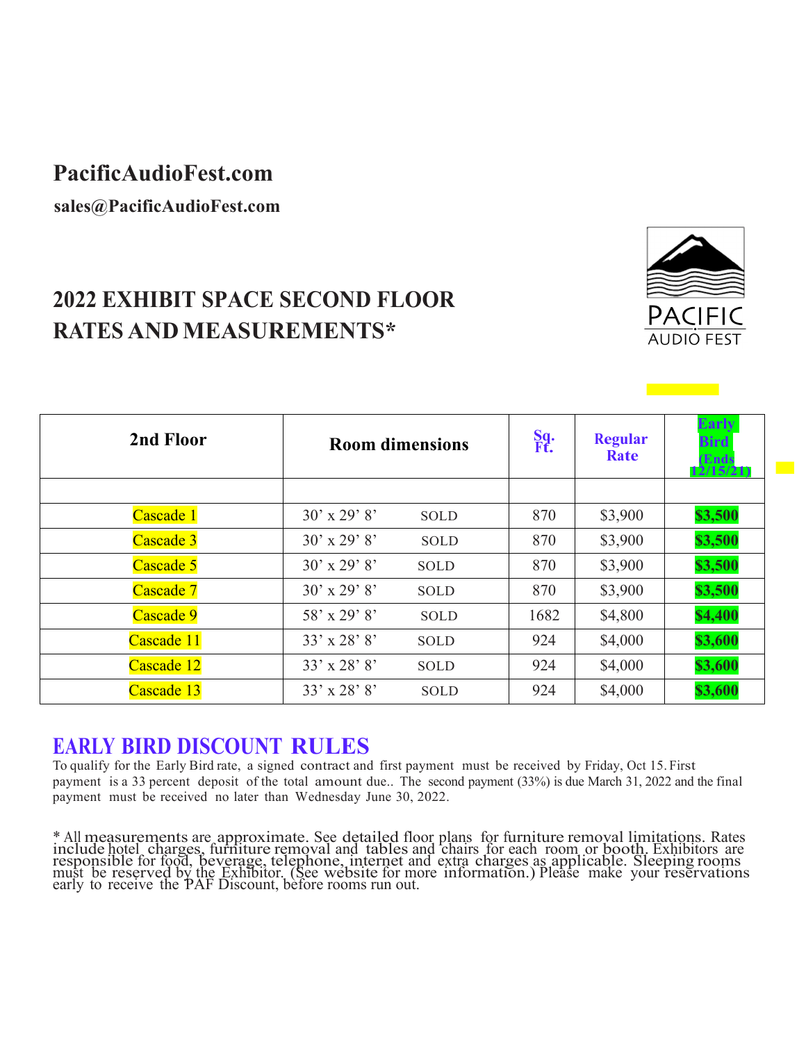**PacificAudioFest.com**

**sales@PacificAudioFest.com**

# 2022 EXHIBIT SPACE SECOND FLOOR RATES AND MEASUREMENTS*

| 2nd Floor | Room dimensions | Sq. Ft. | Regular Rate | Early Bird (Ends 12/15/21) |
|---|---|---|---|---|
| | | | | |
| Cascade 1 | 30’ x 29’ 8’ SOLD | 870 | $3,900 | **$3,500** |
| Cascade 3 | 30’ x 29’ 8’ SOLD | 870 | $3,900 | **$3,500** |
| Cascade 5 | 30’ x 29’ 8’ SOLD | 870 | $3,900 | **$3,500** |
| Cascade 7 | 30’ x 29’ 8’ SOLD | 870 | $3,900 | **$3,500** |
| Cascade 9 | 58’ x 29’ 8’ SOLD | 1682 | $4,800 | **$4,400** |
| Cascade 11 | 33’ x 28’ 8’ SOLD | 924 | $4,000 | **$3,600** |
| Cascade 12 | 33’ x 28’ 8’ SOLD | 924 | $4,000 | **$3,600** |
| Cascade 13 | 33’ x 28’ 8’ SOLD | 924 | $4,000 | **$3,600** |

## EARLY BIRD DISCOUNT RULES

To qualify for the Early Bird rate, a signed contract and first payment must be received by Friday, Oct 15. First payment is a 33 percent deposit of the total amount due.. The second payment (33%) is due March 31, 2022 and the final payment must be received no later than Wednesday June 30, 2022.

* All measurements are approximate. See detailed floor plans for furniture removal limitations. Rates include hotel charges, furniture removal and tables and chairs for each room or booth. Exhibitors are responsible for food, beverage, telephone, internet and extra charges as applicable. Sleeping rooms must be reserved by the Exhibitor. (See website for more information.) Please make your reservations early to receive the PAF Discount, before rooms run out.